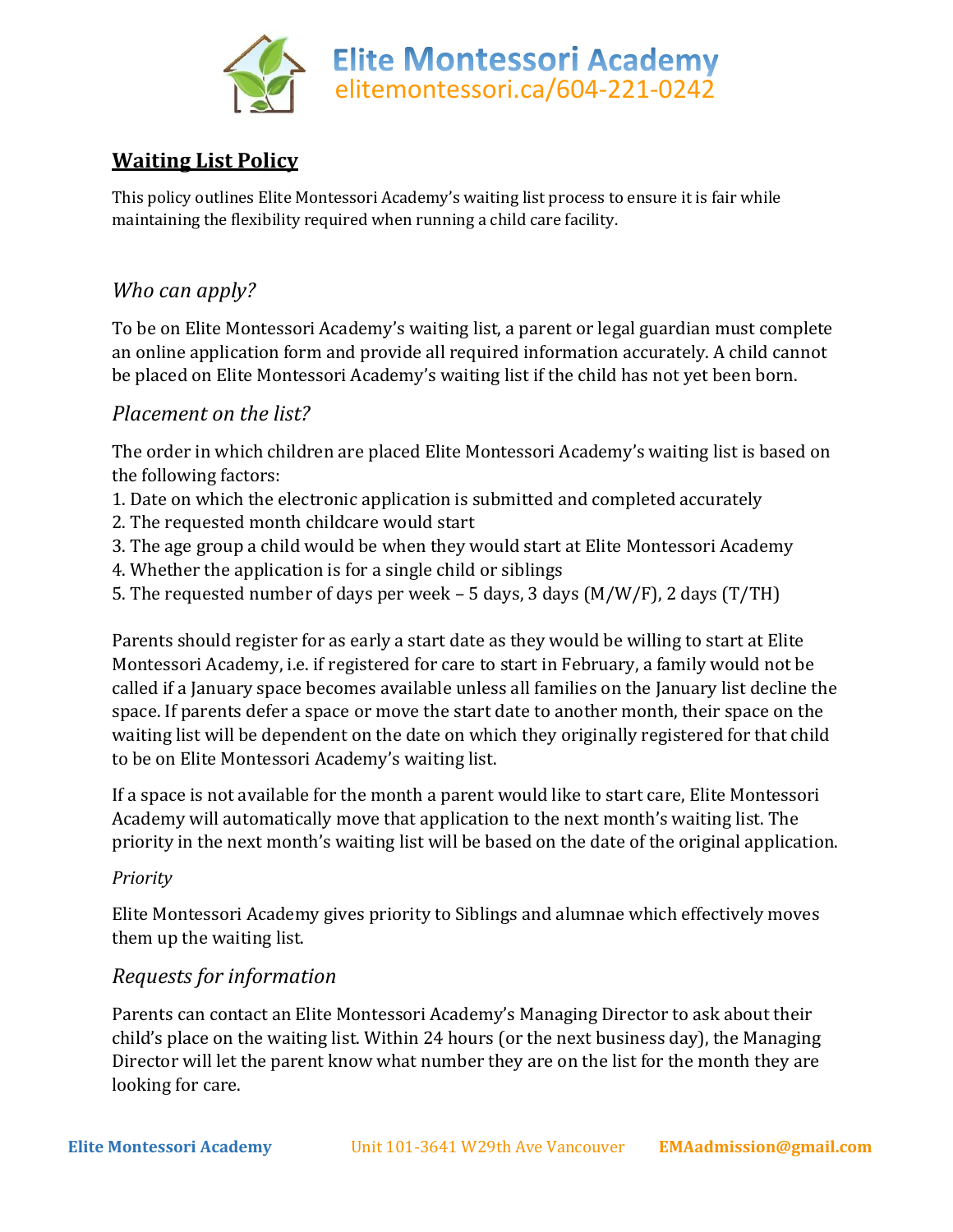Elite Montessori Academy
elitemontessori.ca/604-221-0242

## Waiting List Policy

This policy outlines Elite Montessori Academy's waiting list process to ensure it is fair while maintaining the flexibility required when running a child care facility.

### *Who can apply?*

To be on Elite Montessori Academy's waiting list, a parent or legal guardian must complete an online application form and provide all required information accurately. A child cannot be placed on Elite Montessori Academy's waiting list if the child has not yet been born.

### *Placement on the list?*

The order in which children are placed Elite Montessori Academy's waiting list is based on the following factors:

1. Date on which the electronic application is submitted and completed accurately
2. The requested month childcare would start
3. The age group a child would be when they would start at Elite Montessori Academy
4. Whether the application is for a single child or siblings
5. The requested number of days per week – 5 days, 3 days (M/W/F), 2 days (T/TH)

Parents should register for as early a start date as they would be willing to start at Elite Montessori Academy, i.e. if registered for care to start in February, a family would not be called if a January space becomes available unless all families on the January list decline the space. If parents defer a space or move the start date to another month, their space on the waiting list will be dependent on the date on which they originally registered for that child to be on Elite Montessori Academy's waiting list.

If a space is not available for the month a parent would like to start care, Elite Montessori Academy will automatically move that application to the next month's waiting list. The priority in the next month's waiting list will be based on the date of the original application.

#### *Priority*

Elite Montessori Academy gives priority to Siblings and alumnae which effectively moves them up the waiting list.

### *Requests for information*

Parents can contact an Elite Montessori Academy's Managing Director to ask about their child's place on the waiting list. Within 24 hours (or the next business day), the Managing Director will let the parent know what number they are on the list for the month they are looking for care.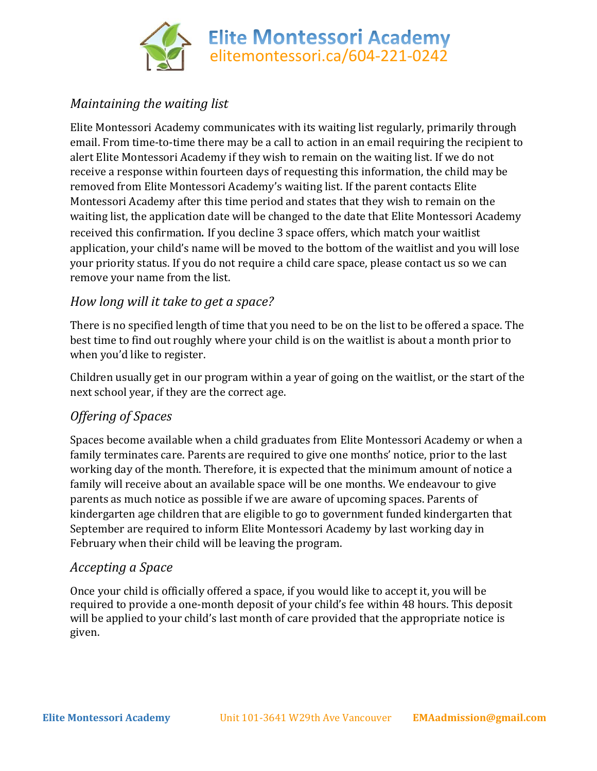## *Maintaining the waiting list*

Elite Montessori Academy communicates with its waiting list regularly, primarily through email. From time-to-time there may be a call to action in an email requiring the recipient to alert Elite Montessori Academy if they wish to remain on the waiting list. If we do not receive a response within fourteen days of requesting this information, the child may be removed from Elite Montessori Academy's waiting list. If the parent contacts Elite Montessori Academy after this time period and states that they wish to remain on the waiting list, the application date will be changed to the date that Elite Montessori Academy received this confirmation. If you decline 3 space offers, which match your waitlist application, your child's name will be moved to the bottom of the waitlist and you will lose your priority status. If you do not require a child care space, please contact us so we can remove your name from the list.

## *How long will it take to get a space?*

There is no specified length of time that you need to be on the list to be offered a space. The best time to find out roughly where your child is on the waitlist is about a month prior to when you'd like to register.

Children usually get in our program within a year of going on the waitlist, or the start of the next school year, if they are the correct age.

## *Offering of Spaces*

Spaces become available when a child graduates from Elite Montessori Academy or when a family terminates care. Parents are required to give one months' notice, prior to the last working day of the month. Therefore, it is expected that the minimum amount of notice a family will receive about an available space will be one months. We endeavour to give parents as much notice as possible if we are aware of upcoming spaces. Parents of kindergarten age children that are eligible to go to government funded kindergarten that September are required to inform Elite Montessori Academy by last working day in February when their child will be leaving the program.

## *Accepting a Space*

Once your child is officially offered a space, if you would like to accept it, you will be required to provide a one-month deposit of your child's fee within 48 hours. This deposit will be applied to your child's last month of care provided that the appropriate notice is given.